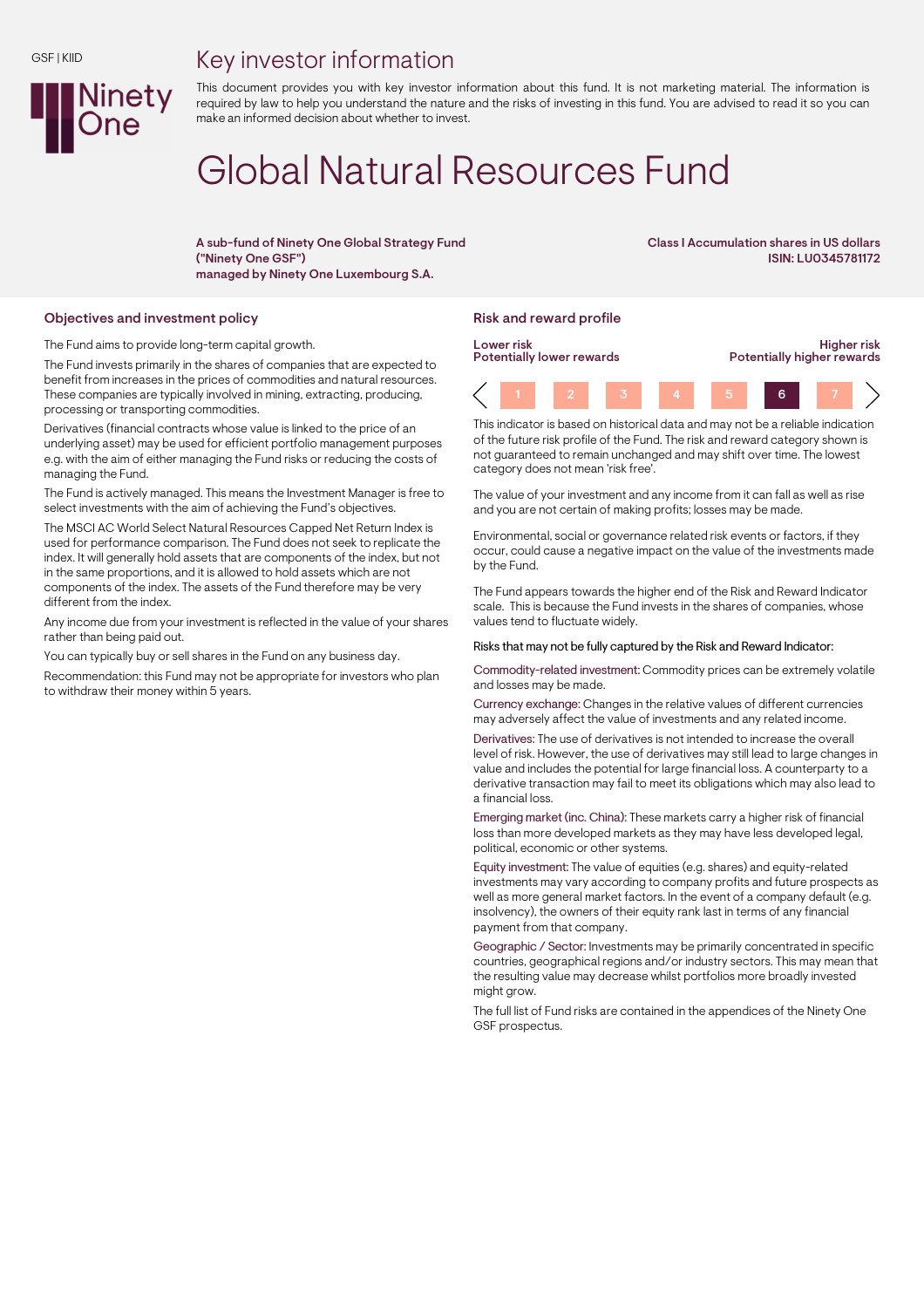GSF | KIID

# Key investor information

This document provides you with key investor information about this fund. It is not marketing material. The information is required by law to help you understand the nature and the risks of investing in this fund. You are advised to read it so you can make an informed decision about whether to invest.

# Global Natural Resources Fund

**A sub-fund of Ninety One Global Strategy Fund ("Ninety One GSF") managed by Ninety One Luxembourg S.A.**

**Class I Accumulation shares in US dollars**
**ISIN: LU0345781172**

## Objectives and investment policy

The Fund aims to provide long-term capital growth.

The Fund invests primarily in the shares of companies that are expected to benefit from increases in the prices of commodities and natural resources. These companies are typically involved in mining, extracting, producing, processing or transporting commodities.

Derivatives (financial contracts whose value is linked to the price of an underlying asset) may be used for efficient portfolio management purposes e.g. with the aim of either managing the Fund risks or reducing the costs of managing the Fund.

The Fund is actively managed. This means the Investment Manager is free to select investments with the aim of achieving the Fund's objectives.

The MSCI AC World Select Natural Resources Capped Net Return Index is used for performance comparison. The Fund does not seek to replicate the index. It will generally hold assets that are components of the index, but not in the same proportions, and it is allowed to hold assets which are not components of the index. The assets of the Fund therefore may be very different from the index.

Any income due from your investment is reflected in the value of your shares rather than being paid out.

You can typically buy or sell shares in the Fund on any business day.

Recommendation: this Fund may not be appropriate for investors who plan to withdraw their money within 5 years.

## Risk and reward profile

| Lower risk<br>Potentially lower rewards | | | | | | Higher risk<br>Potentially higher rewards |
|---|---|---|---|---|---|---|
| 1 | 2 | 3 | 4 | 5 | **6** | 7 |

This indicator is based on historical data and may not be a reliable indication of the future risk profile of the Fund. The risk and reward category shown is not guaranteed to remain unchanged and may shift over time. The lowest category does not mean 'risk free'.

The value of your investment and any income from it can fall as well as rise and you are not certain of making profits; losses may be made.

Environmental, social or governance related risk events or factors, if they occur, could cause a negative impact on the value of the investments made by the Fund.

The Fund appears towards the higher end of the Risk and Reward Indicator scale. This is because the Fund invests in the shares of companies, whose values tend to fluctuate widely.

Risks that may not be fully captured by the Risk and Reward Indicator:

Commodity-related investment: Commodity prices can be extremely volatile and losses may be made.

Currency exchange: Changes in the relative values of different currencies may adversely affect the value of investments and any related income.

Derivatives: The use of derivatives is not intended to increase the overall level of risk. However, the use of derivatives may still lead to large changes in value and includes the potential for large financial loss. A counterparty to a derivative transaction may fail to meet its obligations which may also lead to a financial loss.

Emerging market (inc. China): These markets carry a higher risk of financial loss than more developed markets as they may have less developed legal, political, economic or other systems.

Equity investment: The value of equities (e.g. shares) and equity-related investments may vary according to company profits and future prospects as well as more general market factors. In the event of a company default (e.g. insolvency), the owners of their equity rank last in terms of any financial payment from that company.

Geographic / Sector: Investments may be primarily concentrated in specific countries, geographical regions and/or industry sectors. This may mean that the resulting value may decrease whilst portfolios more broadly invested might grow.

The full list of Fund risks are contained in the appendices of the Ninety One GSF prospectus.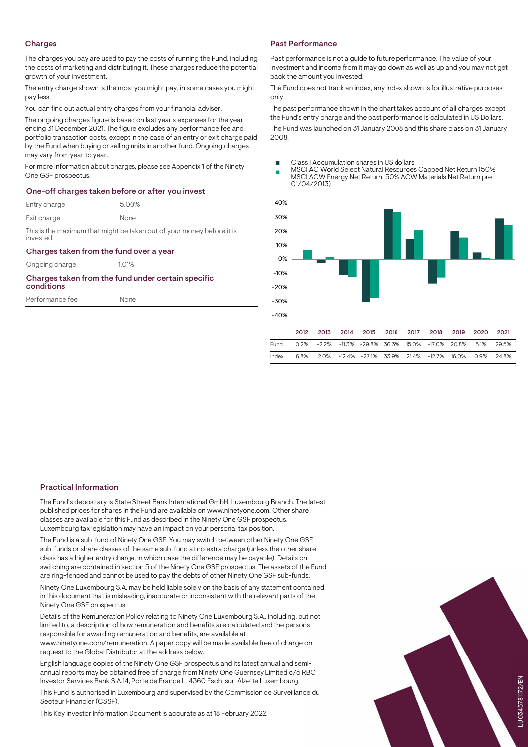## Charges

The charges you pay are used to pay the costs of running the Fund, including the costs of marketing and distributing it. These charges reduce the potential growth of your investment.

The entry charge shown is the most you might pay, in some cases you might pay less.

You can find out actual entry charges from your financial adviser.

The ongoing charges figure is based on last year's expenses for the year ending 31 December 2021. The figure excludes any performance fee and portfolio transaction costs, except in the case of an entry or exit charge paid by the Fund when buying or selling units in another fund. Ongoing charges may vary from year to year.

For more information about charges, please see Appendix 1 of the Ninety One GSF prospectus.

### One-off charges taken before or after you invest

| | |
|---|---|
| Entry charge | 5.00% |
| Exit charge | None |

This is the maximum that might be taken out of your money before it is invested.

### Charges taken from the fund over a year

| | |
|---|---|
| Ongoing charge | 1.01% |

### Charges taken from the fund under certain specific conditions

| | |
|---|---|
| Performance fee | None |

## Past Performance

Past performance is not a guide to future performance. The value of your investment and income from it may go down as well as up and you may not get back the amount you invested.

The Fund does not track an index, any index shown is for illustrative purposes only.

The past performance shown in the chart takes account of all charges except the Fund's entry charge and the past performance is calculated in US Dollars.

The Fund was launched on 31 January 2008 and this share class on 31 January 2008.

- Class I Accumulation shares in US dollars
- MSCI AC World Select Natural Resources Capped Net Return (50% MSCI ACW Energy Net Return, 50% ACW Materials Net Return pre 01/04/2013)

40%
30%
20%
10%
0%
-10%
-20%
-30%
-40%

| | 2012 | 2013 | 2014 | 2015 | 2016 | 2017 | 2018 | 2019 | 2020 | 2021 |
|---|---|---|---|---|---|---|---|---|---|---|
| Fund | 0.2% | -2.2% | -11.3% | -29.8% | 36.3% | 15.0% | -17.0% | 20.8% | 5.1% | 29.5% |
| Index | 6.8% | 2.0% | -12.4% | -27.1% | 33.9% | 21.4% | -12.7% | 16.0% | 0.9% | 24.8% |

## Practical Information

The Fund's depositary is State Street Bank International GmbH, Luxembourg Branch. The latest published prices for shares in the Fund are available on www.ninetyone.com. Other share classes are available for this Fund as described in the Ninety One GSF prospectus. Luxembourg tax legislation may have an impact on your personal tax position.

The Fund is a sub-fund of Ninety One GSF. You may switch between other Ninety One GSF sub-funds or share classes of the same sub-fund at no extra charge (unless the other share class has a higher entry charge, in which case the difference may be payable). Details on switching are contained in section 5 of the Ninety One GSF prospectus. The assets of the Fund are ring-fenced and cannot be used to pay the debts of other Ninety One GSF sub-funds.

Ninety One Luxembourg S.A. may be held liable solely on the basis of any statement contained in this document that is misleading, inaccurate or inconsistent with the relevant parts of the Ninety One GSF prospectus.

Details of the Remuneration Policy relating to Ninety One Luxembourg S.A., including, but not limited to, a description of how remuneration and benefits are calculated and the persons responsible for awarding remuneration and benefits, are available at www.ninetyone.com/remuneration. A paper copy will be made available free of charge on request to the Global Distributor at the address below.

English language copies of the Ninety One GSF prospectus and its latest annual and semi-annual reports may be obtained free of charge from Ninety One Guernsey Limited c/o RBC Investor Services Bank S.A.14, Porte de France L-4360 Esch-sur-Alzette Luxembourg.

This Fund is authorised in Luxembourg and supervised by the Commission de Surveillance du Secteur Financier (CSSF).

This Key Investor Information Document is accurate as at 18 February 2022.